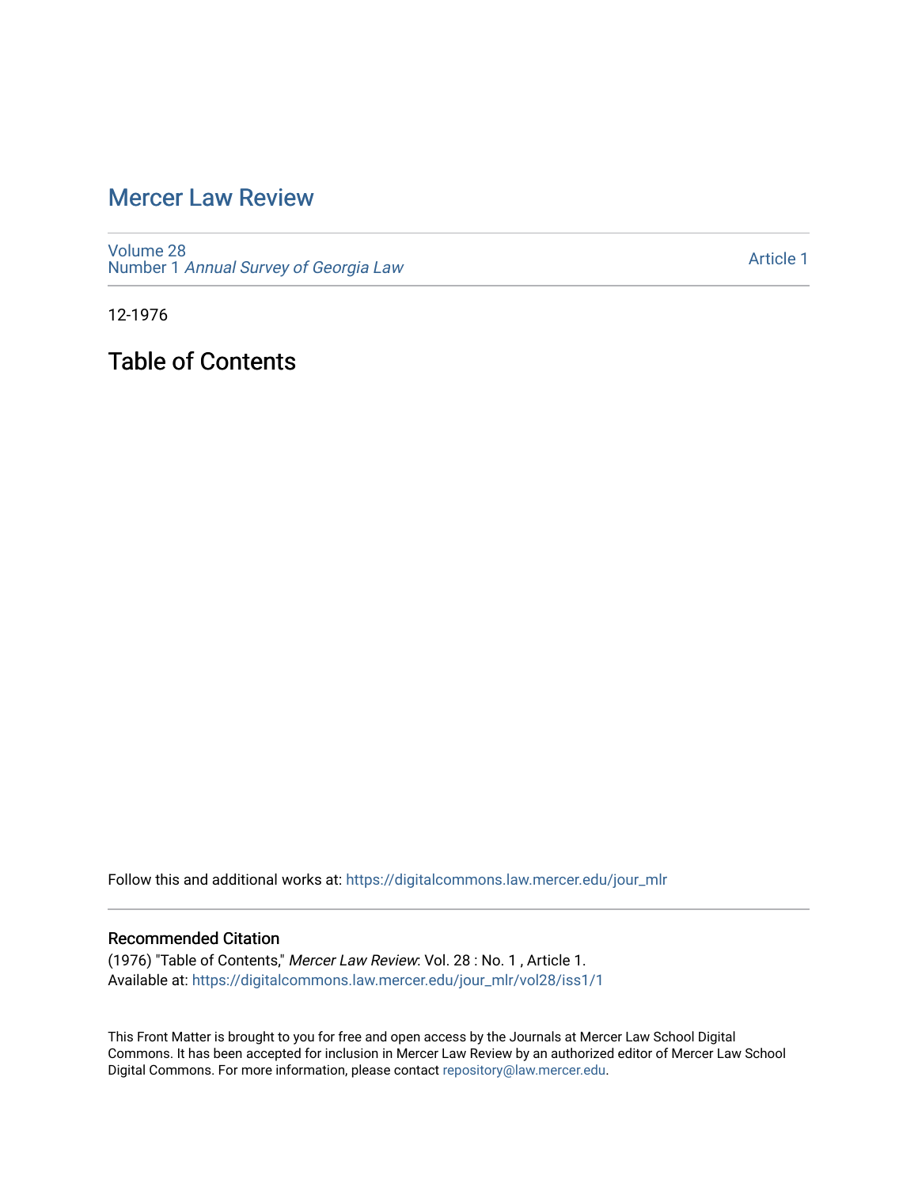# Mercer Law Review

Volume 28
Number 1 *Annual Survey of Georgia Law*

Article 1

12-1976

## Table of Contents

Follow this and additional works at: https://digitalcommons.law.mercer.edu/jour_mlr

### Recommended Citation

(1976) "Table of Contents," *Mercer Law Review*: Vol. 28 : No. 1 , Article 1.
Available at: https://digitalcommons.law.mercer.edu/jour_mlr/vol28/iss1/1

This Front Matter is brought to you for free and open access by the Journals at Mercer Law School Digital Commons. It has been accepted for inclusion in Mercer Law Review by an authorized editor of Mercer Law School Digital Commons. For more information, please contact repository@law.mercer.edu.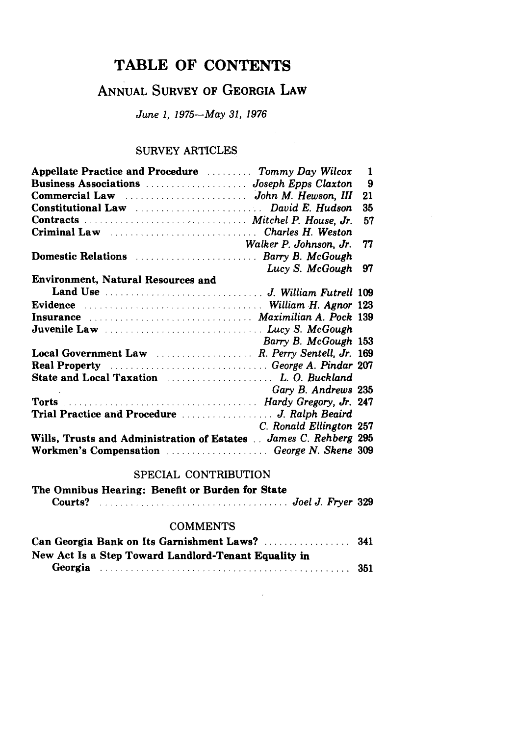# TABLE OF CONTENTS

## ANNUAL SURVEY OF GEORGIA LAW

*June 1, 1975—May 31, 1976*

### SURVEY ARTICLES

| Article | Author(s) | Page |
|---|---|---|
| **Appellate Practice and Procedure** | *Tommy Day Wilcox* | 1 |
| **Business Associations** | *Joseph Epps Claxton* | 9 |
| **Commercial Law** | *John M. Hewson, III* | 21 |
| **Constitutional Law** | *David E. Hudson* | 35 |
| **Contracts** | *Mitchel P. House, Jr.* | 57 |
| **Criminal Law** | *Charles H. Weston*<br>*Walker P. Johnson, Jr.* | 77 |
| **Domestic Relations** | *Barry B. McGough*<br>*Lucy S. McGough* | 97 |
| **Environment, Natural Resources and Land Use** | *J. William Futrell* | 109 |
| **Evidence** | *William H. Agnor* | 123 |
| **Insurance** | *Maximilian A. Pock* | 139 |
| **Juvenile Law** | *Lucy S. McGough*<br>*Barry B. McGough* | 153 |
| **Local Government Law** | *R. Perry Sentell, Jr.* | 169 |
| **Real Property** | *George A. Pindar* | 207 |
| **State and Local Taxation** | *L. O. Buckland*<br>*Gary B. Andrews* | 235 |
| **Torts** | *Hardy Gregory, Jr.* | 247 |
| **Trial Practice and Procedure** | *J. Ralph Beaird*<br>*C. Ronald Ellington* | 257 |
| **Wills, Trusts and Administration of Estates** | *James C. Rehberg* | 295 |
| **Workmen's Compensation** | *George N. Skene* | 309 |

### SPECIAL CONTRIBUTION

| Article | Author | Page |
|---|---|---|
| **The Omnibus Hearing: Benefit or Burden for State Courts?** | *Joel J. Fryer* | 329 |

### COMMENTS

| Comment | Page |
|---|---|
| **Can Georgia Bank on Its Garnishment Laws?** | 341 |
| **New Act Is a Step Toward Landlord-Tenant Equality in Georgia** | 351 |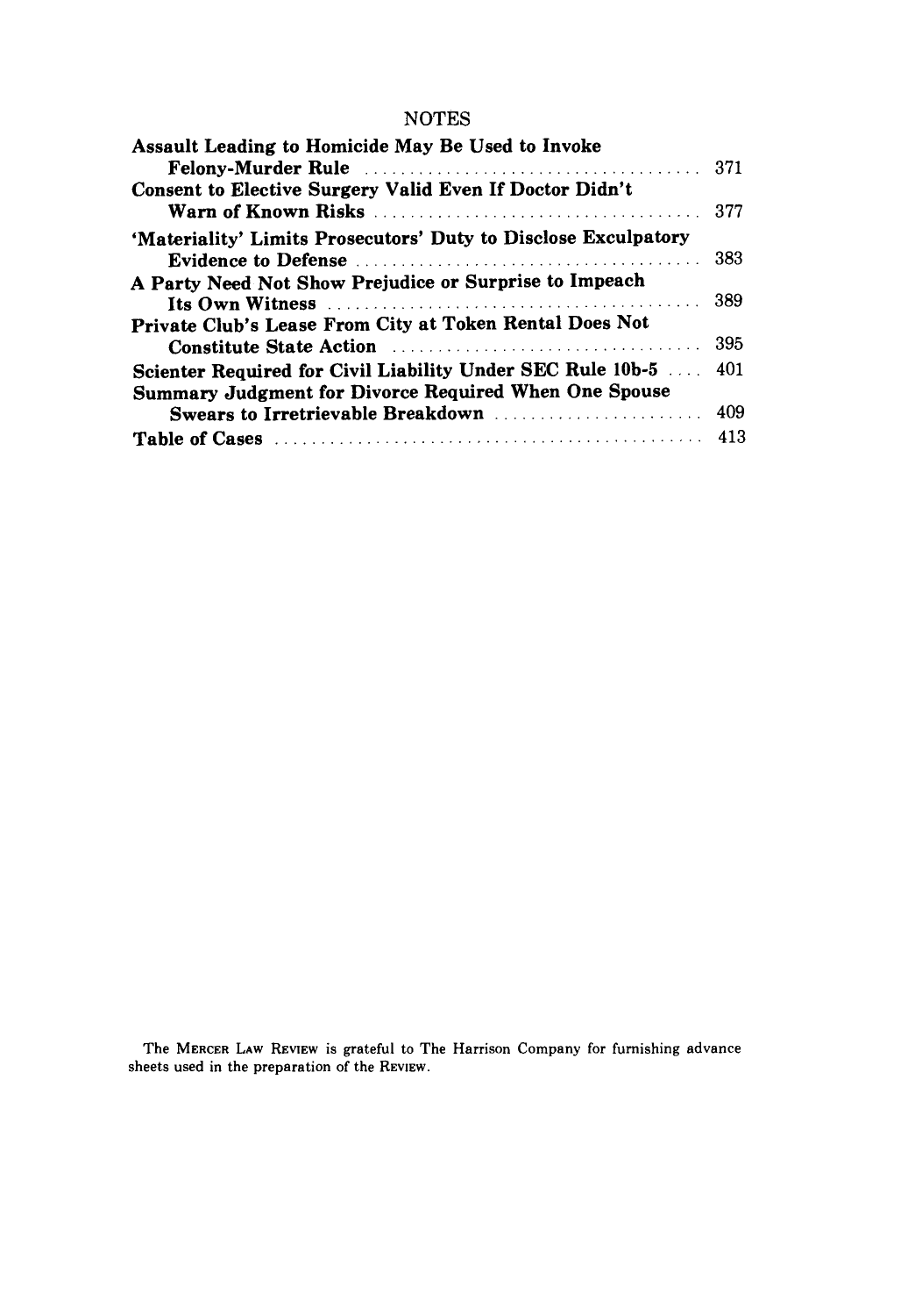## NOTES

| | |
|---|---|
| **Assault Leading to Homicide May Be Used to Invoke Felony-Murder Rule** | 371 |
| **Consent to Elective Surgery Valid Even If Doctor Didn't Warn of Known Risks** | 377 |
| **'Materiality' Limits Prosecutors' Duty to Disclose Exculpatory Evidence to Defense** | 383 |
| **A Party Need Not Show Prejudice or Surprise to Impeach Its Own Witness** | 389 |
| **Private Club's Lease From City at Token Rental Does Not Constitute State Action** | 395 |
| **Scienter Required for Civil Liability Under SEC Rule 10b-5** | 401 |
| **Summary Judgment for Divorce Required When One Spouse Swears to Irretrievable Breakdown** | 409 |
| **Table of Cases** | 413 |

The MERCER LAW REVIEW is grateful to The Harrison Company for furnishing advance sheets used in the preparation of the REVIEW.